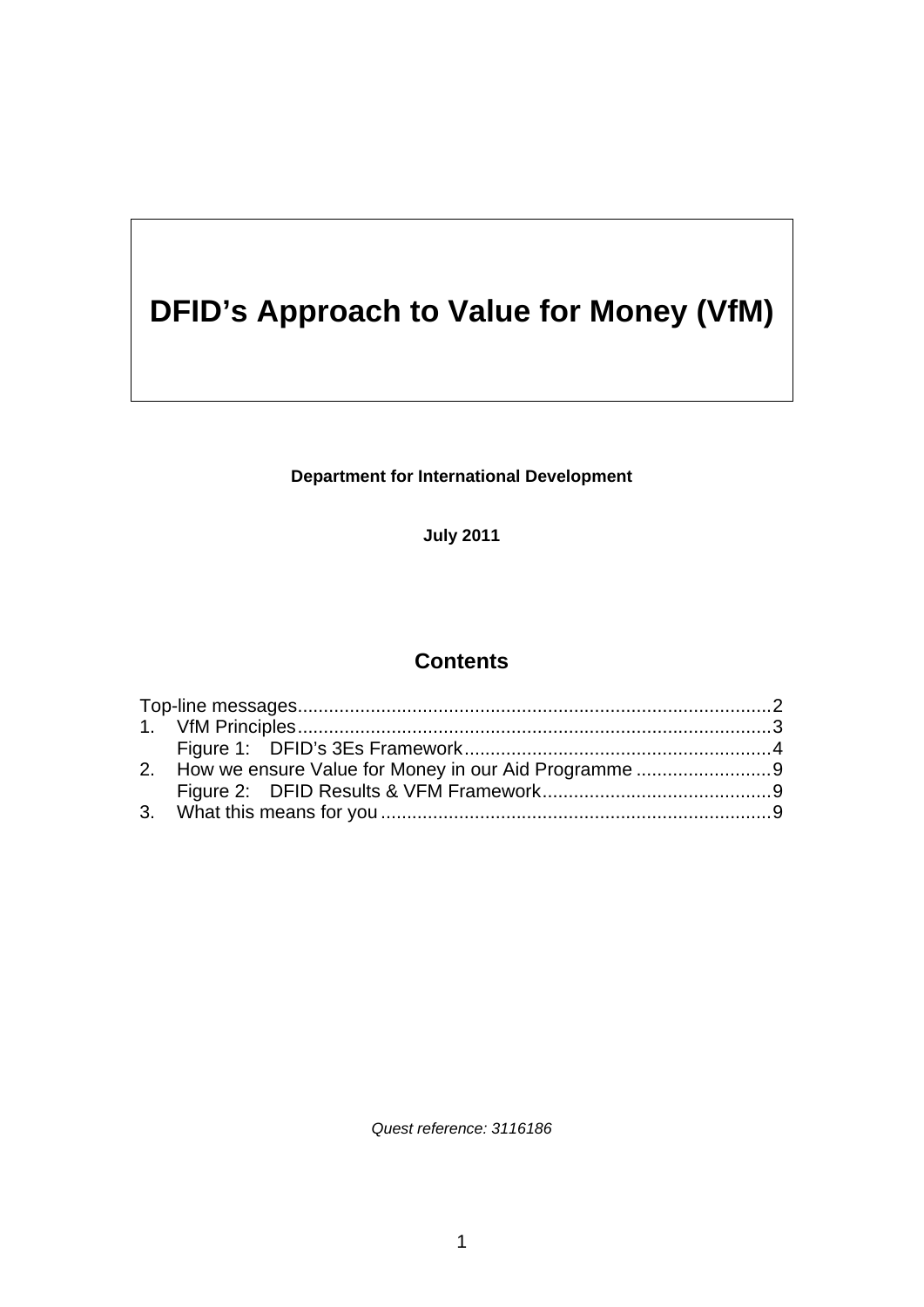# DFID's Approach to Value for Money (VfM)

**Department for International Development**

**July 2011**

## Contents

Top-line messages..........................................................................................2
1. VfM Principles..........................................................................................3
   Figure 1: DFID's 3Es Framework..........................................................4
2. How we ensure Value for Money in our Aid Programme..........................9
   Figure 2: DFID Results & VFM Framework............................................9
3. What this means for you..........................................................................9

*Quest reference: 3116186*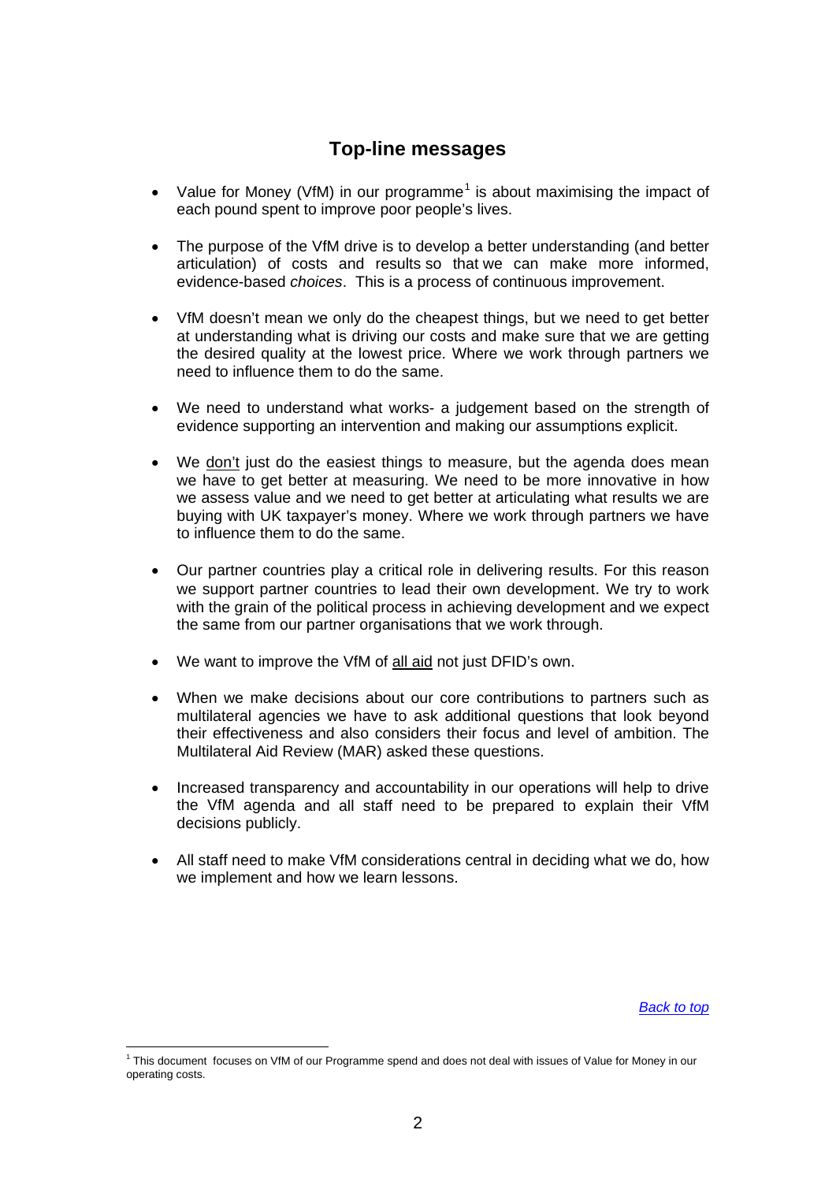## Top-line messages

- Value for Money (VfM) in our programme[1] is about maximising the impact of each pound spent to improve poor people's lives.

- The purpose of the VfM drive is to develop a better understanding (and better articulation) of costs and results so that we can make more informed, evidence-based *choices*. This is a process of continuous improvement.

- VfM doesn't mean we only do the cheapest things, but we need to get better at understanding what is driving our costs and make sure that we are getting the desired quality at the lowest price. Where we work through partners we need to influence them to do the same.

- We need to understand what works- a judgement based on the strength of evidence supporting an intervention and making our assumptions explicit.

- We <u>don't</u> just do the easiest things to measure, but the agenda does mean we have to get better at measuring. We need to be more innovative in how we assess value and we need to get better at articulating what results we are buying with UK taxpayer's money. Where we work through partners we have to influence them to do the same.

- Our partner countries play a critical role in delivering results. For this reason we support partner countries to lead their own development. We try to work with the grain of the political process in achieving development and we expect the same from our partner organisations that we work through.

- We want to improve the VfM of <u>all aid</u> not just DFID's own.

- When we make decisions about our core contributions to partners such as multilateral agencies we have to ask additional questions that look beyond their effectiveness and also considers their focus and level of ambition. The Multilateral Aid Review (MAR) asked these questions.

- Increased transparency and accountability in our operations will help to drive the VfM agenda and all staff need to be prepared to explain their VfM decisions publicly.

- All staff need to make VfM considerations central in deciding what we do, how we implement and how we learn lessons.

*Back to top*

[1] This document focuses on VfM of our Programme spend and does not deal with issues of Value for Money in our operating costs.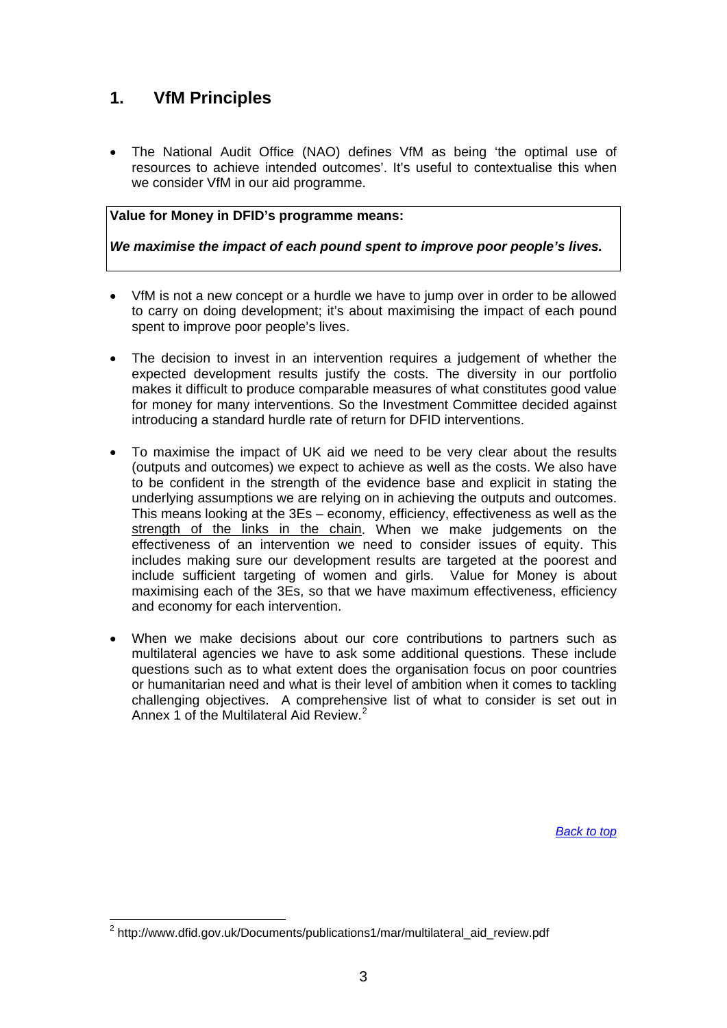## 1. VfM Principles

- The National Audit Office (NAO) defines VfM as being 'the optimal use of resources to achieve intended outcomes'. It's useful to contextualise this when we consider VfM in our aid programme.

> **Value for Money in DFID's programme means:**
>
> ***We maximise the impact of each pound spent to improve poor people's lives.***

- VfM is not a new concept or a hurdle we have to jump over in order to be allowed to carry on doing development; it's about maximising the impact of each pound spent to improve poor people's lives.

- The decision to invest in an intervention requires a judgement of whether the expected development results justify the costs. The diversity in our portfolio makes it difficult to produce comparable measures of what constitutes good value for money for many interventions. So the Investment Committee decided against introducing a standard hurdle rate of return for DFID interventions.

- To maximise the impact of UK aid we need to be very clear about the results (outputs and outcomes) we expect to achieve as well as the costs. We also have to be confident in the strength of the evidence base and explicit in stating the underlying assumptions we are relying on in achieving the outputs and outcomes. This means looking at the 3Es – economy, efficiency, effectiveness as well as the strength of the links in the chain. When we make judgements on the effectiveness of an intervention we need to consider issues of equity. This includes making sure our development results are targeted at the poorest and include sufficient targeting of women and girls. Value for Money is about maximising each of the 3Es, so that we have maximum effectiveness, efficiency and economy for each intervention.

- When we make decisions about our core contributions to partners such as multilateral agencies we have to ask some additional questions. These include questions such as to what extent does the organisation focus on poor countries or humanitarian need and what is their level of ambition when it comes to tackling challenging objectives. A comprehensive list of what to consider is set out in Annex 1 of the Multilateral Aid Review.[2]

Back to top

[2] http://www.dfid.gov.uk/Documents/publications1/mar/multilateral_aid_review.pdf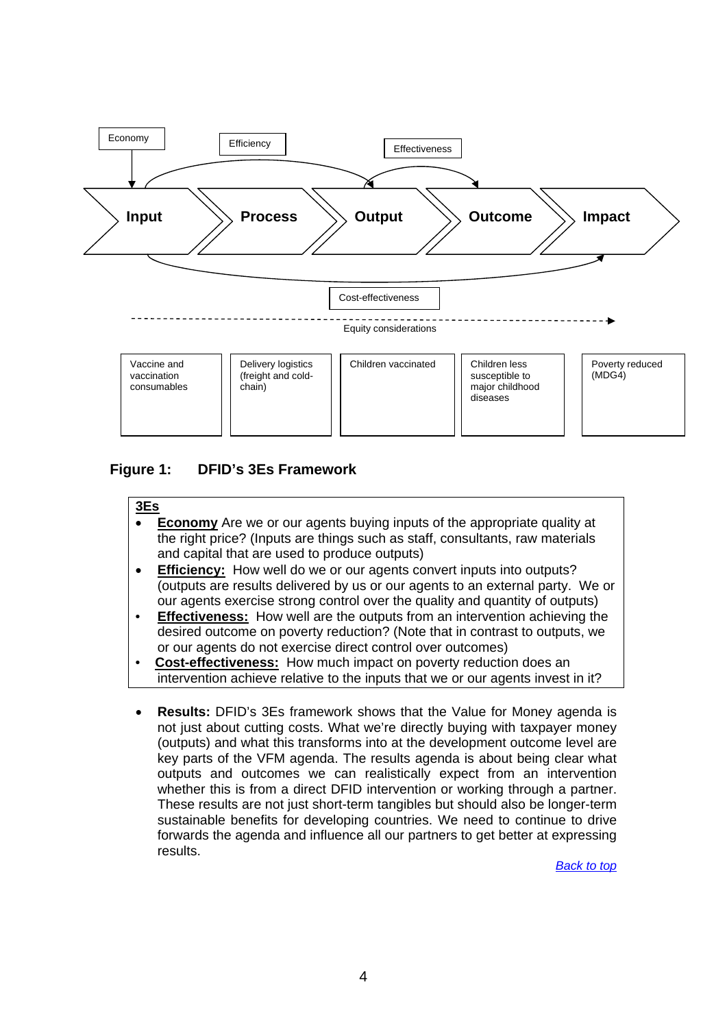| Economy | Efficiency | Effectiveness | | |
|---|---|---|---|---|
| **Input** | **Process** | **Output** | **Outcome** | **Impact** |
| Cost-effectiveness | | | | |
| Equity considerations | | | | |
| Vaccine and vaccination consumables | Delivery logistics (freight and cold-chain) | Children vaccinated | Children less susceptible to major childhood diseases | Poverty reduced (MDG4) |

**Figure 1: DFID's 3Es Framework**

> **3Es**
> - **Economy** Are we or our agents buying inputs of the appropriate quality at the right price? (Inputs are things such as staff, consultants, raw materials and capital that are used to produce outputs)
> - **Efficiency:** How well do we or our agents convert inputs into outputs? (outputs are results delivered by us or our agents to an external party. We or our agents exercise strong control over the quality and quantity of outputs)
> - **Effectiveness:** How well are the outputs from an intervention achieving the desired outcome on poverty reduction? (Note that in contrast to outputs, we or our agents do not exercise direct control over outcomes)
> - **Cost-effectiveness:** How much impact on poverty reduction does an intervention achieve relative to the inputs that we or our agents invest in it?

- **Results:** DFID's 3Es framework shows that the Value for Money agenda is not just about cutting costs. What we're directly buying with taxpayer money (outputs) and what this transforms into at the development outcome level are key parts of the VFM agenda. The results agenda is about being clear what outputs and outcomes we can realistically expect from an intervention whether this is from a direct DFID intervention or working through a partner. These results are not just short-term tangibles but should also be longer-term sustainable benefits for developing countries. We need to continue to drive forwards the agenda and influence all our partners to get better at expressing results.

*Back to top*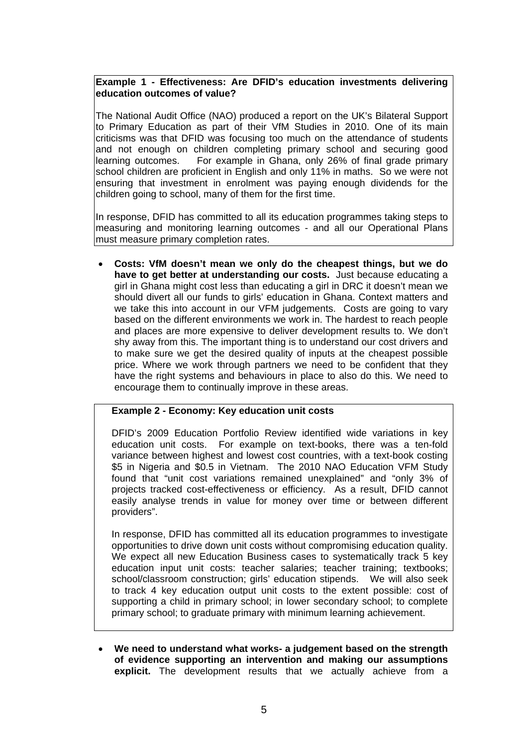**Example 1 - Effectiveness: Are DFID's education investments delivering education outcomes of value?**

The National Audit Office (NAO) produced a report on the UK's Bilateral Support to Primary Education as part of their VfM Studies in 2010. One of its main criticisms was that DFID was focusing too much on the attendance of students and not enough on children completing primary school and securing good learning outcomes. For example in Ghana, only 26% of final grade primary school children are proficient in English and only 11% in maths. So we were not ensuring that investment in enrolment was paying enough dividends for the children going to school, many of them for the first time.

In response, DFID has committed to all its education programmes taking steps to measuring and monitoring learning outcomes - and all our Operational Plans must measure primary completion rates.

- **Costs: VfM doesn't mean we only do the cheapest things, but we do have to get better at understanding our costs.** Just because educating a girl in Ghana might cost less than educating a girl in DRC it doesn't mean we should divert all our funds to girls' education in Ghana. Context matters and we take this into account in our VFM judgements. Costs are going to vary based on the different environments we work in. The hardest to reach people and places are more expensive to deliver development results to. We don't shy away from this. The important thing is to understand our cost drivers and to make sure we get the desired quality of inputs at the cheapest possible price. Where we work through partners we need to be confident that they have the right systems and behaviours in place to also do this. We need to encourage them to continually improve in these areas.

**Example 2 - Economy: Key education unit costs**

DFID's 2009 Education Portfolio Review identified wide variations in key education unit costs. For example on text-books, there was a ten-fold variance between highest and lowest cost countries, with a text-book costing \$5 in Nigeria and \$0.5 in Vietnam. The 2010 NAO Education VFM Study found that "unit cost variations remained unexplained" and "only 3% of projects tracked cost-effectiveness or efficiency. As a result, DFID cannot easily analyse trends in value for money over time or between different providers".

In response, DFID has committed all its education programmes to investigate opportunities to drive down unit costs without compromising education quality. We expect all new Education Business cases to systematically track 5 key education input unit costs: teacher salaries; teacher training; textbooks; school/classroom construction; girls' education stipends. We will also seek to track 4 key education output unit costs to the extent possible: cost of supporting a child in primary school; in lower secondary school; to complete primary school; to graduate primary with minimum learning achievement.

- **We need to understand what works- a judgement based on the strength of evidence supporting an intervention and making our assumptions explicit.** The development results that we actually achieve from a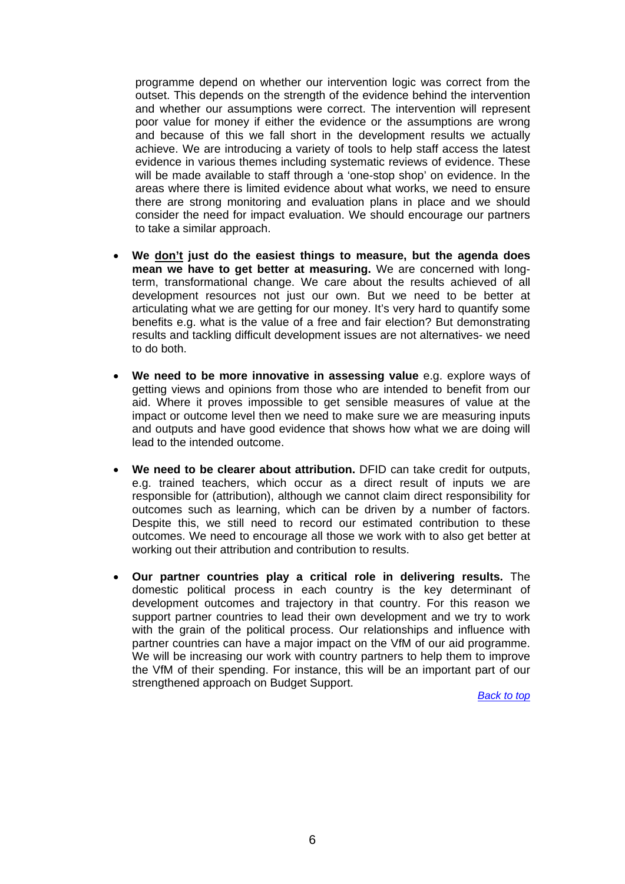programme depend on whether our intervention logic was correct from the outset. This depends on the strength of the evidence behind the intervention and whether our assumptions were correct. The intervention will represent poor value for money if either the evidence or the assumptions are wrong and because of this we fall short in the development results we actually achieve. We are introducing a variety of tools to help staff access the latest evidence in various themes including systematic reviews of evidence. These will be made available to staff through a 'one-stop shop' on evidence. In the areas where there is limited evidence about what works, we need to ensure there are strong monitoring and evaluation plans in place and we should consider the need for impact evaluation. We should encourage our partners to take a similar approach.

- **We <u>don't</u> just do the easiest things to measure, but the agenda does mean we have to get better at measuring.** We are concerned with long-term, transformational change. We care about the results achieved of all development resources not just our own. But we need to be better at articulating what we are getting for our money. It's very hard to quantify some benefits e.g. what is the value of a free and fair election? But demonstrating results and tackling difficult development issues are not alternatives- we need to do both.

- **We need to be more innovative in assessing value** e.g. explore ways of getting views and opinions from those who are intended to benefit from our aid. Where it proves impossible to get sensible measures of value at the impact or outcome level then we need to make sure we are measuring inputs and outputs and have good evidence that shows how what we are doing will lead to the intended outcome.

- **We need to be clearer about attribution.** DFID can take credit for outputs, e.g. trained teachers, which occur as a direct result of inputs we are responsible for (attribution), although we cannot claim direct responsibility for outcomes such as learning, which can be driven by a number of factors. Despite this, we still need to record our estimated contribution to these outcomes. We need to encourage all those we work with to also get better at working out their attribution and contribution to results.

- **Our partner countries play a critical role in delivering results.** The domestic political process in each country is the key determinant of development outcomes and trajectory in that country. For this reason we support partner countries to lead their own development and we try to work with the grain of the political process. Our relationships and influence with partner countries can have a major impact on the VfM of our aid programme. We will be increasing our work with country partners to help them to improve the VfM of their spending. For instance, this will be an important part of our strengthened approach on Budget Support.

*Back to top*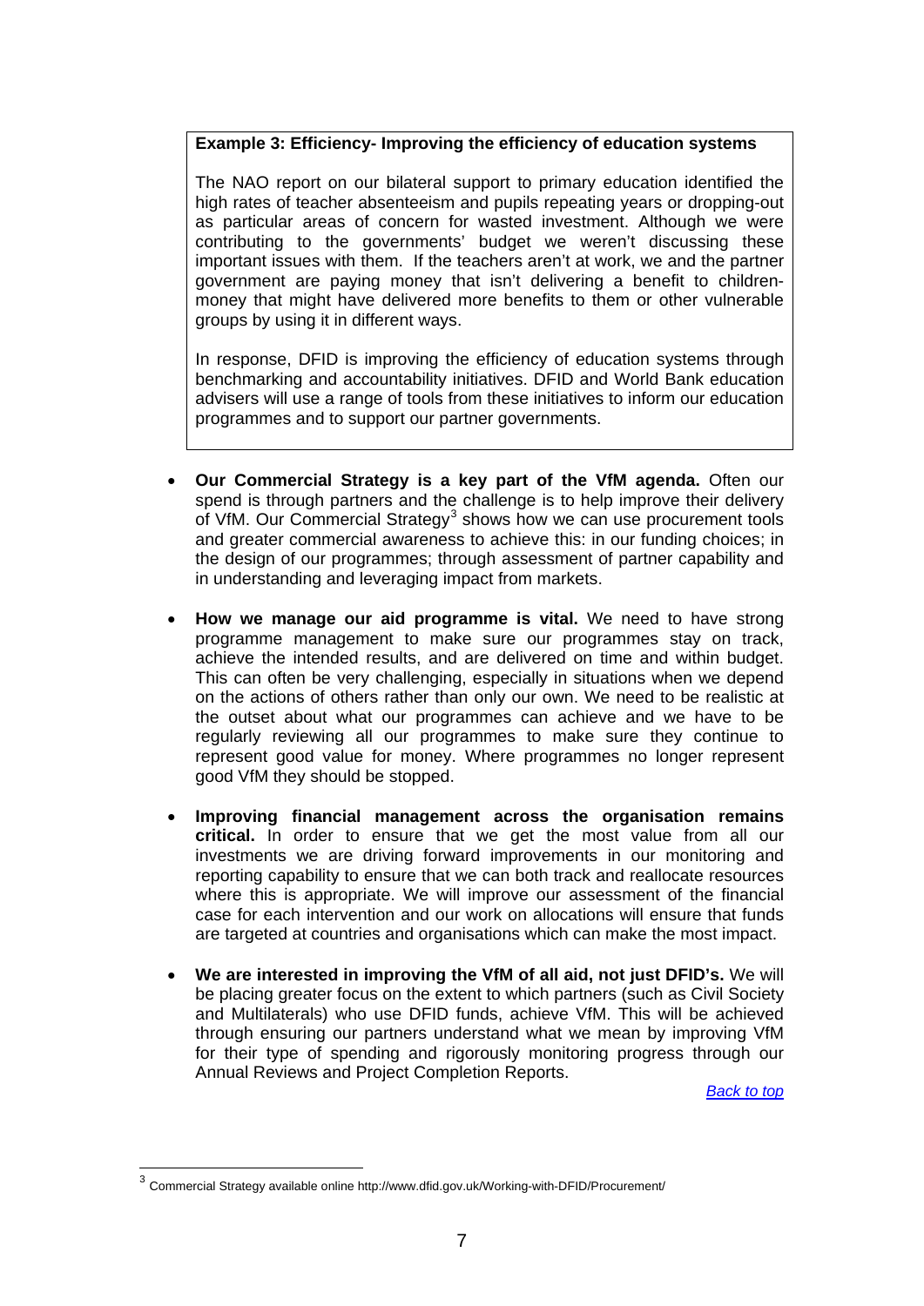**Example 3: Efficiency- Improving the efficiency of education systems**

The NAO report on our bilateral support to primary education identified the high rates of teacher absenteeism and pupils repeating years or dropping-out as particular areas of concern for wasted investment. Although we were contributing to the governments' budget we weren't discussing these important issues with them. If the teachers aren't at work, we and the partner government are paying money that isn't delivering a benefit to children- money that might have delivered more benefits to them or other vulnerable groups by using it in different ways.

In response, DFID is improving the efficiency of education systems through benchmarking and accountability initiatives. DFID and World Bank education advisers will use a range of tools from these initiatives to inform our education programmes and to support our partner governments.

- **Our Commercial Strategy is a key part of the VfM agenda.** Often our spend is through partners and the challenge is to help improve their delivery of VfM. Our Commercial Strategy[3] shows how we can use procurement tools and greater commercial awareness to achieve this: in our funding choices; in the design of our programmes; through assessment of partner capability and in understanding and leveraging impact from markets.

- **How we manage our aid programme is vital.** We need to have strong programme management to make sure our programmes stay on track, achieve the intended results, and are delivered on time and within budget. This can often be very challenging, especially in situations when we depend on the actions of others rather than only our own. We need to be realistic at the outset about what our programmes can achieve and we have to be regularly reviewing all our programmes to make sure they continue to represent good value for money. Where programmes no longer represent good VfM they should be stopped.

- **Improving financial management across the organisation remains critical.** In order to ensure that we get the most value from all our investments we are driving forward improvements in our monitoring and reporting capability to ensure that we can both track and reallocate resources where this is appropriate. We will improve our assessment of the financial case for each intervention and our work on allocations will ensure that funds are targeted at countries and organisations which can make the most impact.

- **We are interested in improving the VfM of all aid, not just DFID's.** We will be placing greater focus on the extent to which partners (such as Civil Society and Multilaterals) who use DFID funds, achieve VfM. This will be achieved through ensuring our partners understand what we mean by improving VfM for their type of spending and rigorously monitoring progress through our Annual Reviews and Project Completion Reports.

*Back to top*

[3] Commercial Strategy available online http://www.dfid.gov.uk/Working-with-DFID/Procurement/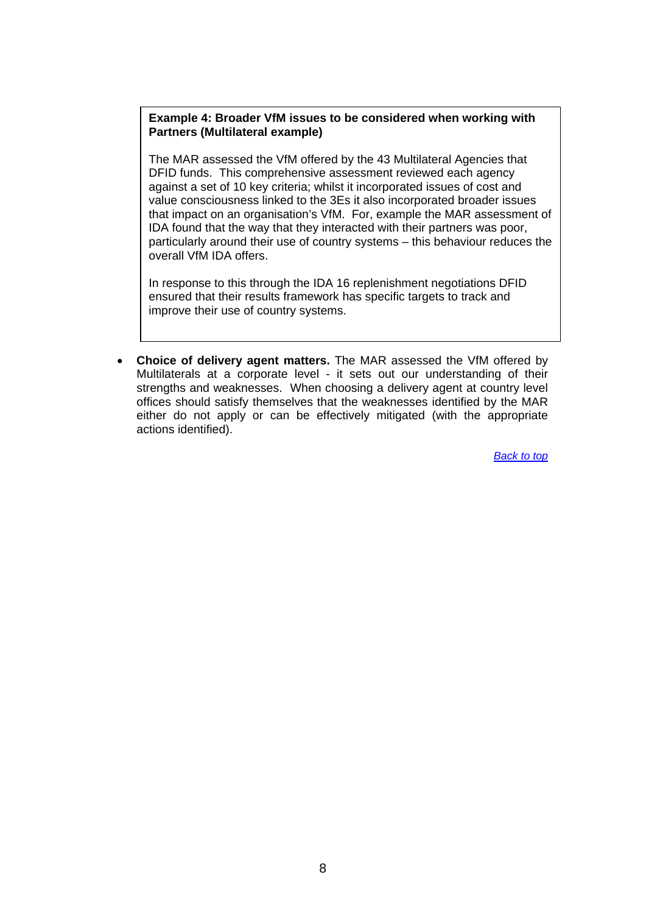**Example 4: Broader VfM issues to be considered when working with Partners (Multilateral example)**

The MAR assessed the VfM offered by the 43 Multilateral Agencies that DFID funds. This comprehensive assessment reviewed each agency against a set of 10 key criteria; whilst it incorporated issues of cost and value consciousness linked to the 3Es it also incorporated broader issues that impact on an organisation's VfM. For, example the MAR assessment of IDA found that the way that they interacted with their partners was poor, particularly around their use of country systems – this behaviour reduces the overall VfM IDA offers.

In response to this through the IDA 16 replenishment negotiations DFID ensured that their results framework has specific targets to track and improve their use of country systems.

- **Choice of delivery agent matters.** The MAR assessed the VfM offered by Multilaterals at a corporate level - it sets out our understanding of their strengths and weaknesses. When choosing a delivery agent at country level offices should satisfy themselves that the weaknesses identified by the MAR either do not apply or can be effectively mitigated (with the appropriate actions identified).

*Back to top*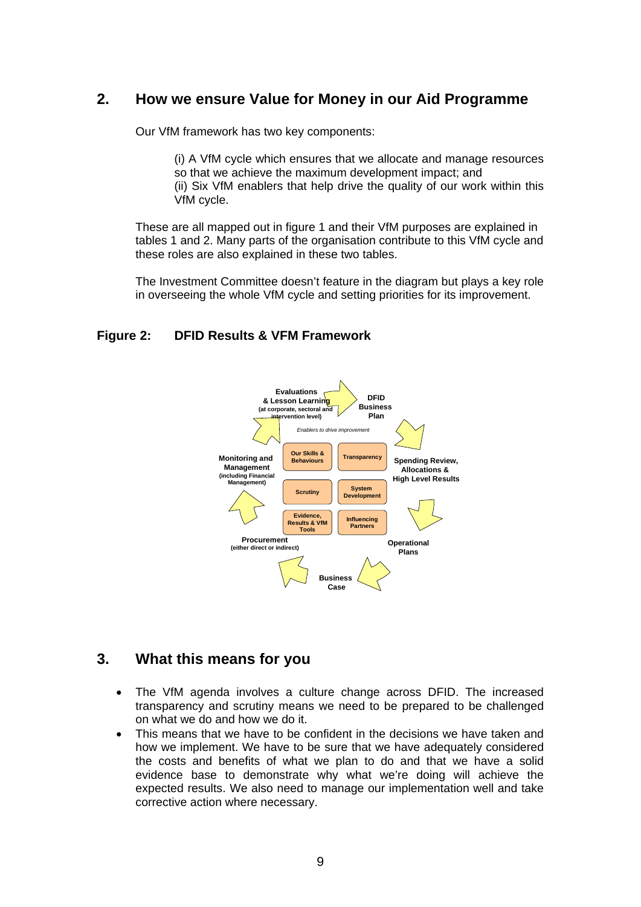## 2. How we ensure Value for Money in our Aid Programme

Our VfM framework has two key components:

> (i) A VfM cycle which ensures that we allocate and manage resources so that we achieve the maximum development impact; and
> (ii) Six VfM enablers that help drive the quality of our work within this VfM cycle.

These are all mapped out in figure 1 and their VfM purposes are explained in tables 1 and 2. Many parts of the organisation contribute to this VfM cycle and these roles are also explained in these two tables.

The Investment Committee doesn't feature in the diagram but plays a key role in overseeing the whole VfM cycle and setting priorities for its improvement.

**Figure 2: DFID Results & VFM Framework**

Evaluations & Lesson Learning (at corporate, sectoral and intervention level)

DFID Business Plan

Spending Review, Allocations & High Level Results

Operational Plans

Business Case

Procurement (either direct or indirect)

Monitoring and Management (including Financial Management)

*Enablers to drive improvement*

- Our Skills & Behaviours
- Transparency
- Scrutiny
- System Development
- Evidence, Results & VfM Tools
- Influencing Partners

## 3. What this means for you

- The VfM agenda involves a culture change across DFID. The increased transparency and scrutiny means we need to be prepared to be challenged on what we do and how we do it.
- This means that we have to be confident in the decisions we have taken and how we implement. We have to be sure that we have adequately considered the costs and benefits of what we plan to do and that we have a solid evidence base to demonstrate why what we're doing will achieve the expected results. We also need to manage our implementation well and take corrective action where necessary.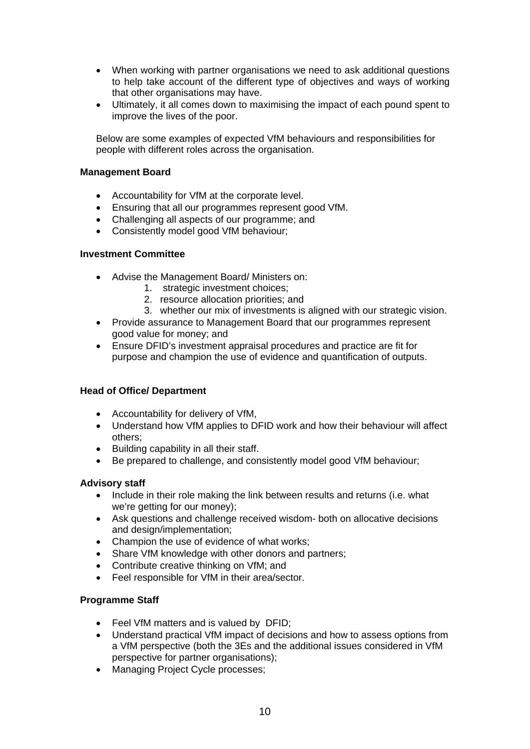- When working with partner organisations we need to ask additional questions to help take account of the different type of objectives and ways of working that other organisations may have.
- Ultimately, it all comes down to maximising the impact of each pound spent to improve the lives of the poor.

Below are some examples of expected VfM behaviours and responsibilities for people with different roles across the organisation.

**Management Board**

- Accountability for VfM at the corporate level.
- Ensuring that all our programmes represent good VfM.
- Challenging all aspects of our programme; and
- Consistently model good VfM behaviour;

**Investment Committee**

- Advise the Management Board/ Ministers on:
    1. strategic investment choices;
    2. resource allocation priorities; and
    3. whether our mix of investments is aligned with our strategic vision.
- Provide assurance to Management Board that our programmes represent good value for money; and
- Ensure DFID's investment appraisal procedures and practice are fit for purpose and champion the use of evidence and quantification of outputs.

**Head of Office/ Department**

- Accountability for delivery of VfM,
- Understand how VfM applies to DFID work and how their behaviour will affect others;
- Building capability in all their staff.
- Be prepared to challenge, and consistently model good VfM behaviour;

**Advisory staff**

- Include in their role making the link between results and returns (i.e. what we're getting for our money);
- Ask questions and challenge received wisdom- both on allocative decisions and design/implementation;
- Champion the use of evidence of what works;
- Share VfM knowledge with other donors and partners;
- Contribute creative thinking on VfM; and
- Feel responsible for VfM in their area/sector.

**Programme Staff**

- Feel VfM matters and is valued by DFID;
- Understand practical VfM impact of decisions and how to assess options from a VfM perspective (both the 3Es and the additional issues considered in VfM perspective for partner organisations);
- Managing Project Cycle processes;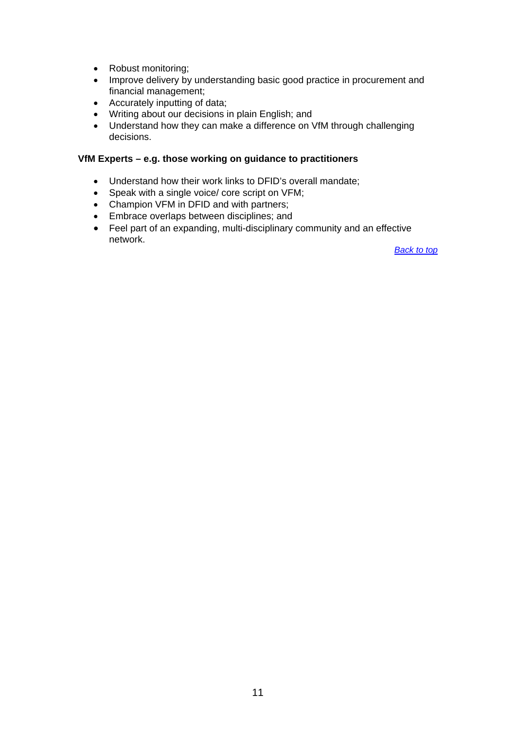- Robust monitoring;
- Improve delivery by understanding basic good practice in procurement and financial management;
- Accurately inputting of data;
- Writing about our decisions in plain English; and
- Understand how they can make a difference on VfM through challenging decisions.

**VfM Experts – e.g. those working on guidance to practitioners**

- Understand how their work links to DFID's overall mandate;
- Speak with a single voice/ core script on VFM;
- Champion VFM in DFID and with partners;
- Embrace overlaps between disciplines; and
- Feel part of an expanding, multi-disciplinary community and an effective network.

*Back to top*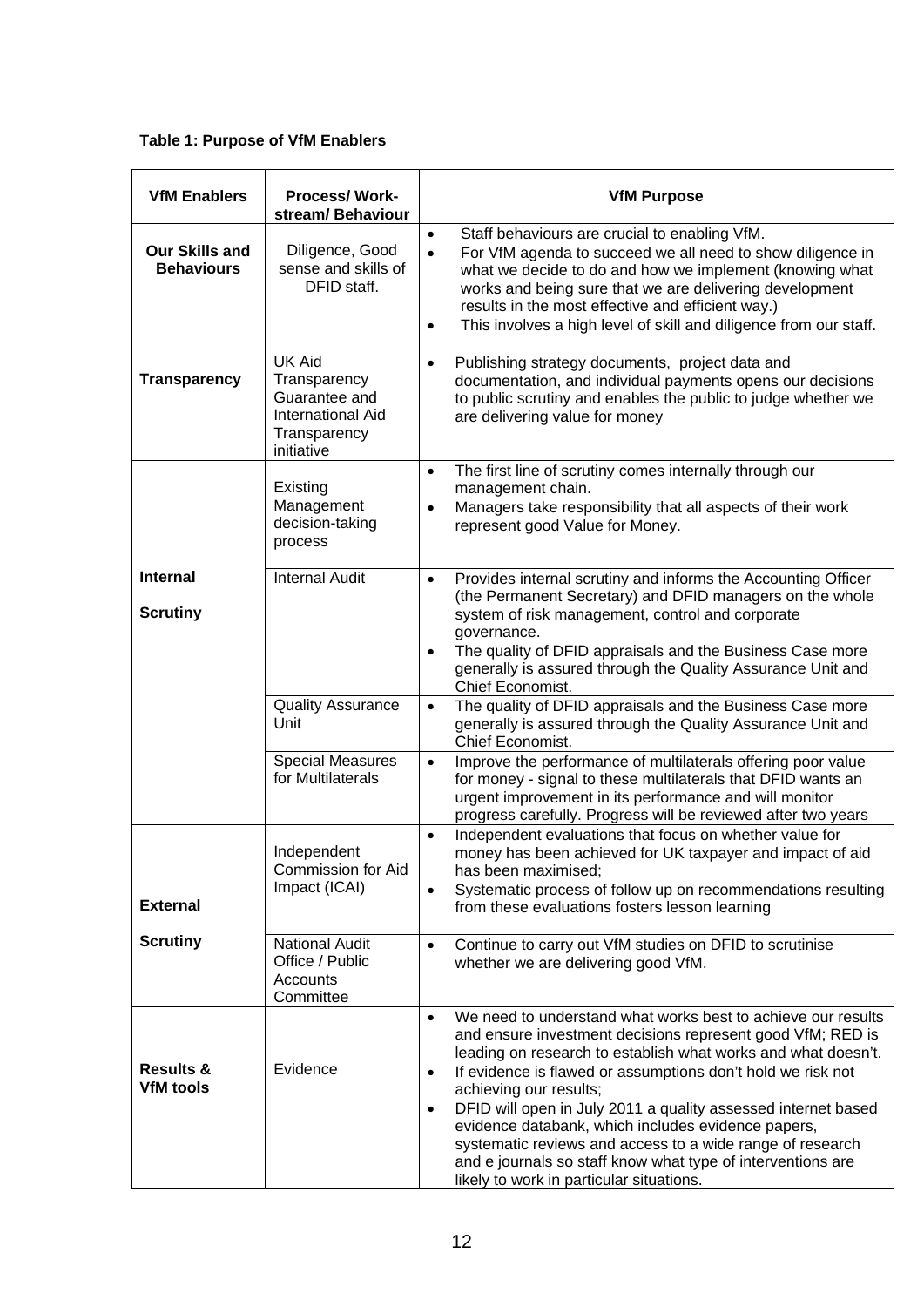**Table 1: Purpose of VfM Enablers**

| VfM Enablers | Process/ Work-stream/ Behaviour | VfM Purpose |
|---|---|---|
| **Our Skills and Behaviours** | Diligence, Good sense and skills of DFID staff. | • Staff behaviours are crucial to enabling VfM.<br>• For VfM agenda to succeed we all need to show diligence in what we decide to do and how we implement (knowing what works and being sure that we are delivering development results in the most effective and efficient way.)<br>• This involves a high level of skill and diligence from our staff. |
| **Transparency** | UK Aid Transparency Guarantee and International Aid Transparency initiative | • Publishing strategy documents, project data and documentation, and individual payments opens our decisions to public scrutiny and enables the public to judge whether we are delivering value for money |
| **Internal Scrutiny** | Existing Management decision-taking process | • The first line of scrutiny comes internally through our management chain.<br>• Managers take responsibility that all aspects of their work represent good Value for Money. |
| | Internal Audit | • Provides internal scrutiny and informs the Accounting Officer (the Permanent Secretary) and DFID managers on the whole system of risk management, control and corporate governance.<br>• The quality of DFID appraisals and the Business Case more generally is assured through the Quality Assurance Unit and Chief Economist. |
| | Quality Assurance Unit | • The quality of DFID appraisals and the Business Case more generally is assured through the Quality Assurance Unit and Chief Economist. |
| | Special Measures for Multilaterals | • Improve the performance of multilaterals offering poor value for money - signal to these multilaterals that DFID wants an urgent improvement in its performance and will monitor progress carefully. Progress will be reviewed after two years |
| **External Scrutiny** | Independent Commission for Aid Impact (ICAI) | • Independent evaluations that focus on whether value for money has been achieved for UK taxpayer and impact of aid has been maximised;<br>• Systematic process of follow up on recommendations resulting from these evaluations fosters lesson learning |
| | National Audit Office / Public Accounts Committee | • Continue to carry out VfM studies on DFID to scrutinise whether we are delivering good VfM. |
| **Results & VfM tools** | Evidence | • We need to understand what works best to achieve our results and ensure investment decisions represent good VfM; RED is leading on research to establish what works and what doesn't.<br>• If evidence is flawed or assumptions don't hold we risk not achieving our results;<br>• DFID will open in July 2011 a quality assessed internet based evidence databank, which includes evidence papers, systematic reviews and access to a wide range of research and e journals so staff know what type of interventions are likely to work in particular situations. |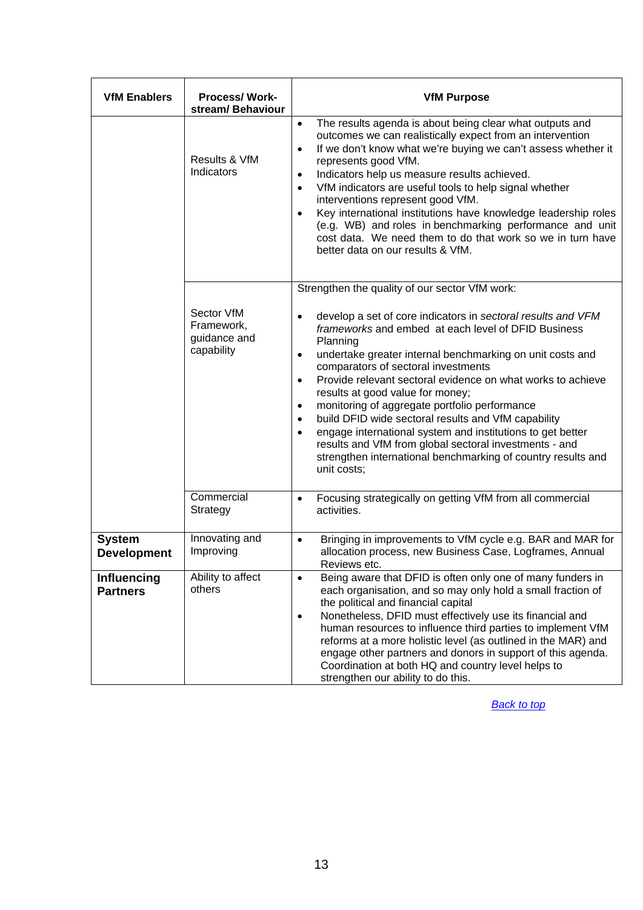| VfM Enablers | Process/ Work-stream/ Behaviour | VfM Purpose |
|---|---|---|
| | Results & VfM Indicators | • The results agenda is about being clear what outputs and outcomes we can realistically expect from an intervention<br>• If we don't know what we're buying we can't assess whether it represents good VfM.<br>• Indicators help us measure results achieved.<br>• VfM indicators are useful tools to help signal whether interventions represent good VfM.<br>• Key international institutions have knowledge leadership roles (e.g. WB) and roles in benchmarking performance and unit cost data. We need them to do that work so we in turn have better data on our results & VfM. |
| | Sector VfM Framework, guidance and capability | Strengthen the quality of our sector VfM work:<br>• develop a set of core indicators in *sectoral results and VFM frameworks* and embed at each level of DFID Business Planning<br>• undertake greater internal benchmarking on unit costs and comparators of sectoral investments<br>• Provide relevant sectoral evidence on what works to achieve results at good value for money;<br>• monitoring of aggregate portfolio performance<br>• build DFID wide sectoral results and VfM capability<br>• engage international system and institutions to get better results and VfM from global sectoral investments - and strengthen international benchmarking of country results and unit costs; |
| | Commercial Strategy | • Focusing strategically on getting VfM from all commercial activities. |
| **System Development** | Innovating and Improving | • Bringing in improvements to VfM cycle e.g. BAR and MAR for allocation process, new Business Case, Logframes, Annual Reviews etc. |
| **Influencing Partners** | Ability to affect others | • Being aware that DFID is often only one of many funders in each organisation, and so may only hold a small fraction of the political and financial capital<br>• Nonetheless, DFID must effectively use its financial and human resources to influence third parties to implement VfM reforms at a more holistic level (as outlined in the MAR) and engage other partners and donors in support of this agenda. Coordination at both HQ and country level helps to strengthen our ability to do this. |

[Back to top]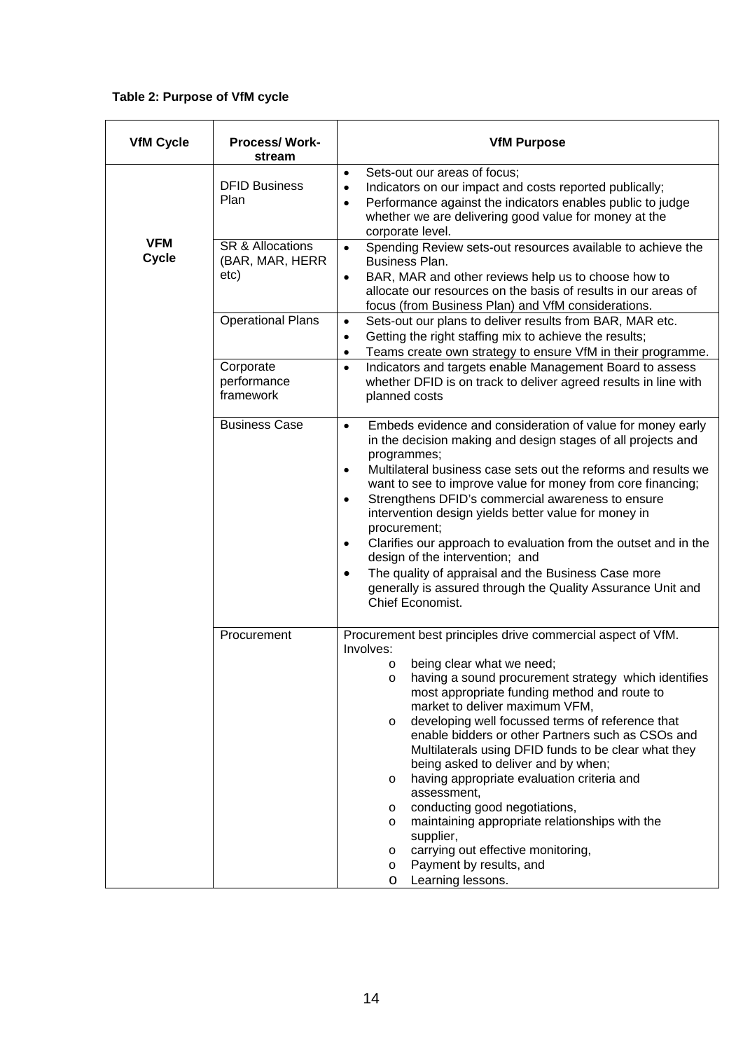**Table 2: Purpose of VfM cycle**

| VfM Cycle | Process/ Work-stream | VfM Purpose |
|---|---|---|
| **VFM Cycle** | DFID Business Plan | • Sets-out our areas of focus;<br>• Indicators on our impact and costs reported publically;<br>• Performance against the indicators enables public to judge whether we are delivering good value for money at the corporate level. |
| | SR & Allocations (BAR, MAR, HERR etc) | • Spending Review sets-out resources available to achieve the Business Plan.<br>• BAR, MAR and other reviews help us to choose how to allocate our resources on the basis of results in our areas of focus (from Business Plan) and VfM considerations. |
| | Operational Plans | • Sets-out our plans to deliver results from BAR, MAR etc.<br>• Getting the right staffing mix to achieve the results;<br>• Teams create own strategy to ensure VfM in their programme. |
| | Corporate performance framework | • Indicators and targets enable Management Board to assess whether DFID is on track to deliver agreed results in line with planned costs |
| | Business Case | • Embeds evidence and consideration of value for money early in the decision making and design stages of all projects and programmes;<br>• Multilateral business case sets out the reforms and results we want to see to improve value for money from core financing;<br>• Strengthens DFID's commercial awareness to ensure intervention design yields better value for money in procurement;<br>• Clarifies our approach to evaluation from the outset and in the design of the intervention; and<br>• The quality of appraisal and the Business Case more generally is assured through the Quality Assurance Unit and Chief Economist. |
| | Procurement | Procurement best principles drive commercial aspect of VfM. Involves:<br>o being clear what we need;<br>o having a sound procurement strategy which identifies most appropriate funding method and route to market to deliver maximum VFM,<br>o developing well focussed terms of reference that enable bidders or other Partners such as CSOs and Multilaterals using DFID funds to be clear what they being asked to deliver and by when;<br>o having appropriate evaluation criteria and assessment,<br>o conducting good negotiations,<br>o maintaining appropriate relationships with the supplier,<br>o carrying out effective monitoring,<br>o Payment by results, and<br>o Learning lessons. |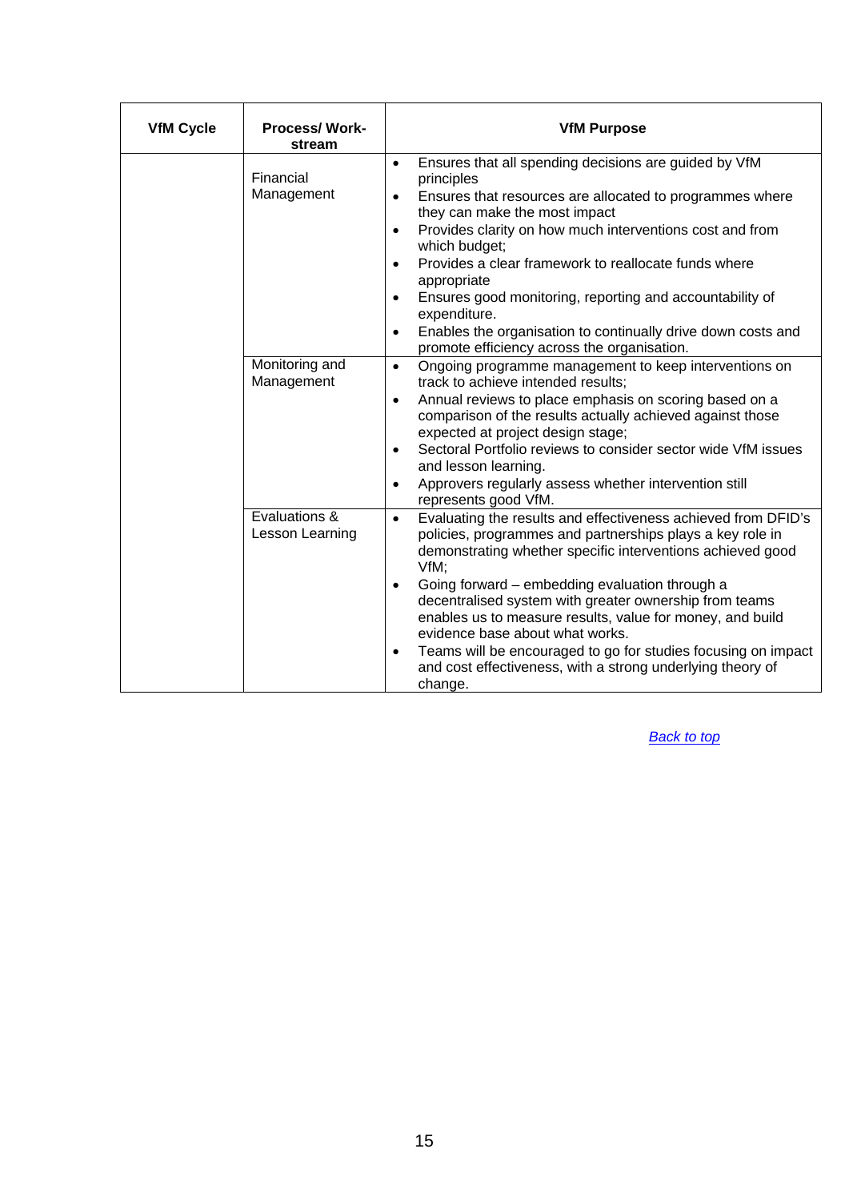| VfM Cycle | Process/ Work-stream | VfM Purpose |
|---|---|---|
| | Financial Management | • Ensures that all spending decisions are guided by VfM principles<br>• Ensures that resources are allocated to programmes where they can make the most impact<br>• Provides clarity on how much interventions cost and from which budget;<br>• Provides a clear framework to reallocate funds where appropriate<br>• Ensures good monitoring, reporting and accountability of expenditure.<br>• Enables the organisation to continually drive down costs and promote efficiency across the organisation. |
| | Monitoring and Management | • Ongoing programme management to keep interventions on track to achieve intended results;<br>• Annual reviews to place emphasis on scoring based on a comparison of the results actually achieved against those expected at project design stage;<br>• Sectoral Portfolio reviews to consider sector wide VfM issues and lesson learning.<br>• Approvers regularly assess whether intervention still represents good VfM. |
| | Evaluations & Lesson Learning | • Evaluating the results and effectiveness achieved from DFID's policies, programmes and partnerships plays a key role in demonstrating whether specific interventions achieved good VfM;<br>• Going forward – embedding evaluation through a decentralised system with greater ownership from teams enables us to measure results, value for money, and build evidence base about what works.<br>• Teams will be encouraged to go for studies focusing on impact and cost effectiveness, with a strong underlying theory of change. |

*Back to top*